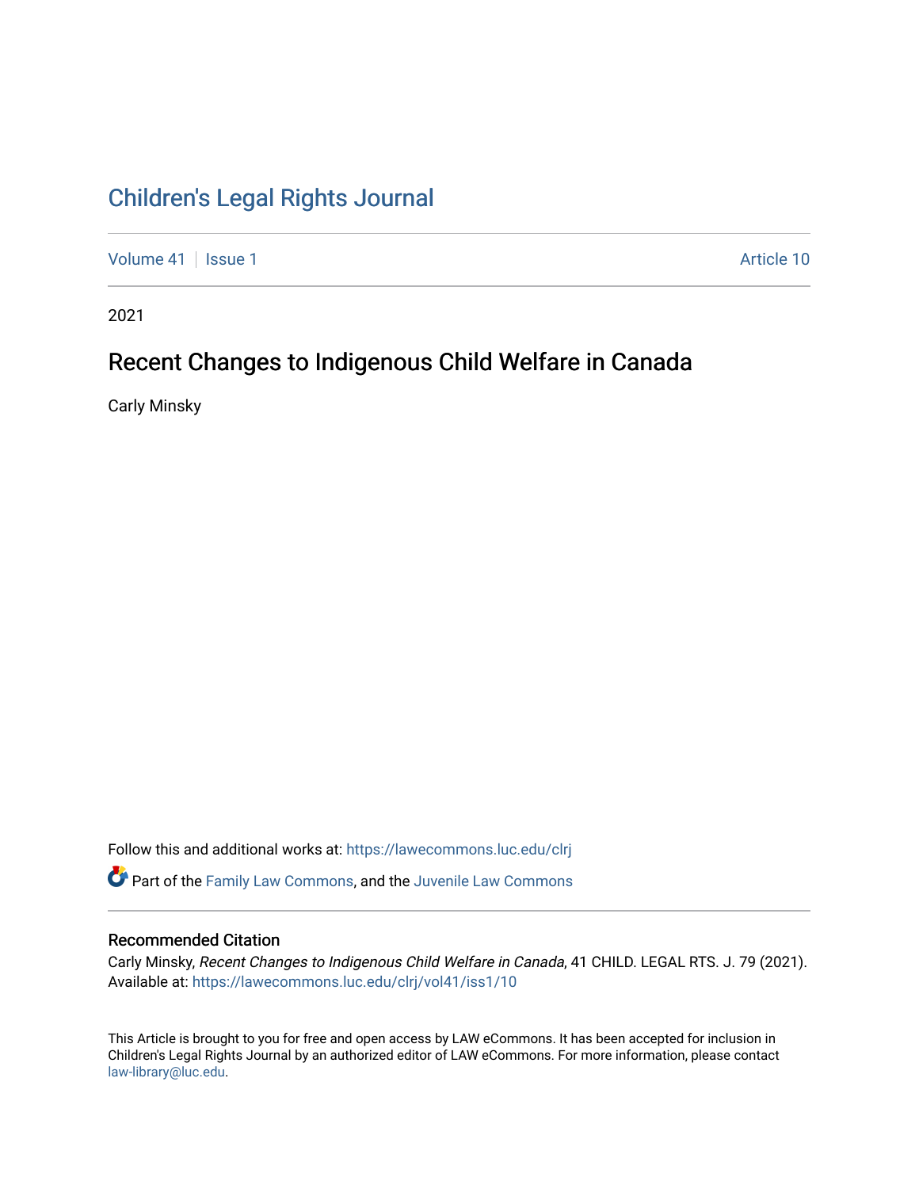# Children's Legal Rights Journal

Volume 41 | Issue 1 | Article 10

2021

## Recent Changes to Indigenous Child Welfare in Canada

Carly Minsky

Follow this and additional works at: https://lawecommons.luc.edu/clrj

Part of the Family Law Commons, and the Juvenile Law Commons

### Recommended Citation

Carly Minsky, *Recent Changes to Indigenous Child Welfare in Canada*, 41 CHILD. LEGAL RTS. J. 79 (2021). Available at: https://lawecommons.luc.edu/clrj/vol41/iss1/10

This Article is brought to you for free and open access by LAW eCommons. It has been accepted for inclusion in Children's Legal Rights Journal by an authorized editor of LAW eCommons. For more information, please contact law-library@luc.edu.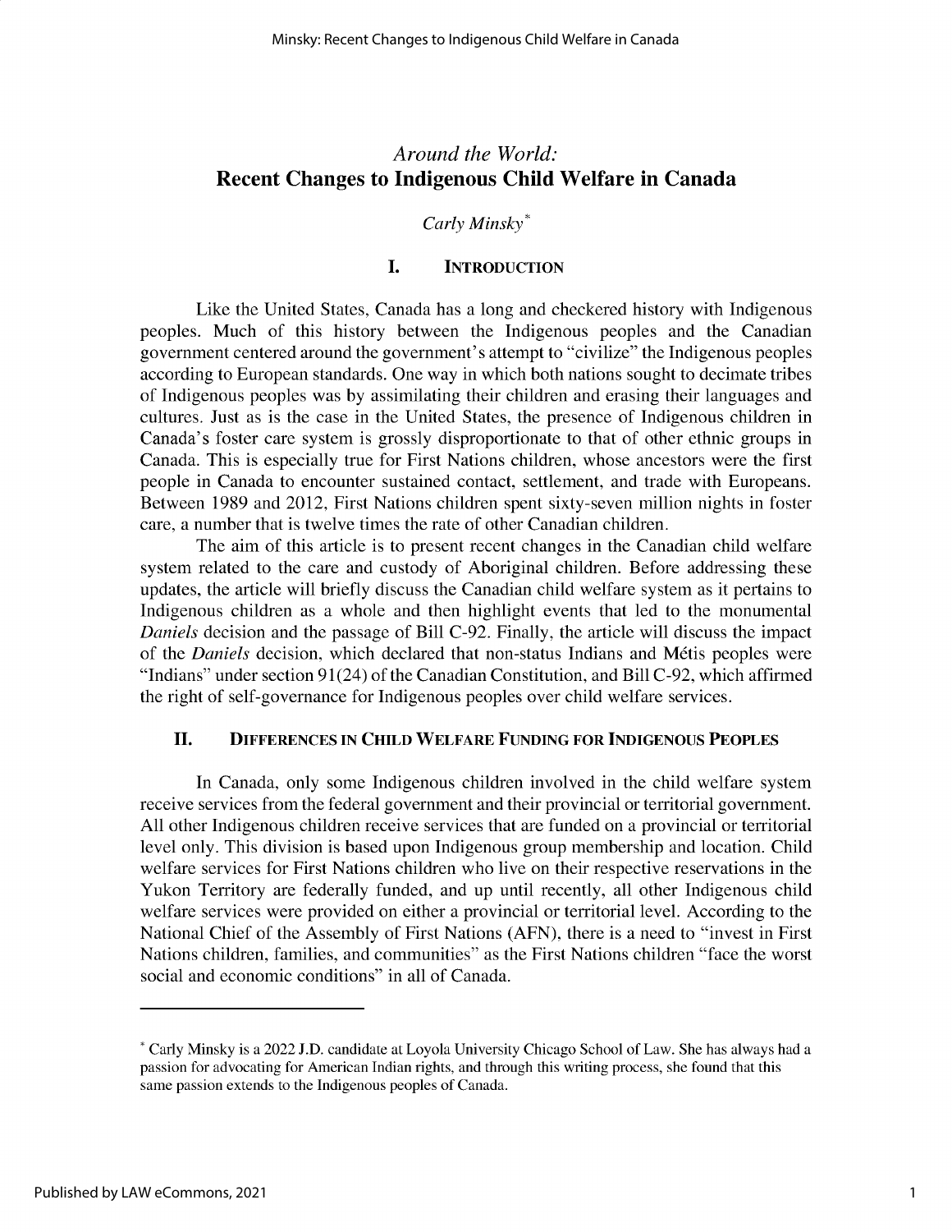*Around the World:*
# Recent Changes to Indigenous Child Welfare in Canada

*Carly Minsky*[*]

## I. INTRODUCTION

Like the United States, Canada has a long and checkered history with Indigenous peoples. Much of this history between the Indigenous peoples and the Canadian government centered around the government's attempt to "civilize" the Indigenous peoples according to European standards. One way in which both nations sought to decimate tribes of Indigenous peoples was by assimilating their children and erasing their languages and cultures. Just as is the case in the United States, the presence of Indigenous children in Canada's foster care system is grossly disproportionate to that of other ethnic groups in Canada. This is especially true for First Nations children, whose ancestors were the first people in Canada to encounter sustained contact, settlement, and trade with Europeans. Between 1989 and 2012, First Nations children spent sixty-seven million nights in foster care, a number that is twelve times the rate of other Canadian children.

The aim of this article is to present recent changes in the Canadian child welfare system related to the care and custody of Aboriginal children. Before addressing these updates, the article will briefly discuss the Canadian child welfare system as it pertains to Indigenous children as a whole and then highlight events that led to the monumental *Daniels* decision and the passage of Bill C-92. Finally, the article will discuss the impact of the *Daniels* decision, which declared that non-status Indians and Métis peoples were "Indians" under section 91(24) of the Canadian Constitution, and Bill C-92, which affirmed the right of self-governance for Indigenous peoples over child welfare services.

## II. DIFFERENCES IN CHILD WELFARE FUNDING FOR INDIGENOUS PEOPLES

In Canada, only some Indigenous children involved in the child welfare system receive services from the federal government and their provincial or territorial government. All other Indigenous children receive services that are funded on a provincial or territorial level only. This division is based upon Indigenous group membership and location. Child welfare services for First Nations children who live on their respective reservations in the Yukon Territory are federally funded, and up until recently, all other Indigenous child welfare services were provided on either a provincial or territorial level. According to the National Chief of the Assembly of First Nations (AFN), there is a need to "invest in First Nations children, families, and communities" as the First Nations children "face the worst social and economic conditions" in all of Canada.

---

[*] Carly Minsky is a 2022 J.D. candidate at Loyola University Chicago School of Law. She has always had a passion for advocating for American Indian rights, and through this writing process, she found that this same passion extends to the Indigenous peoples of Canada.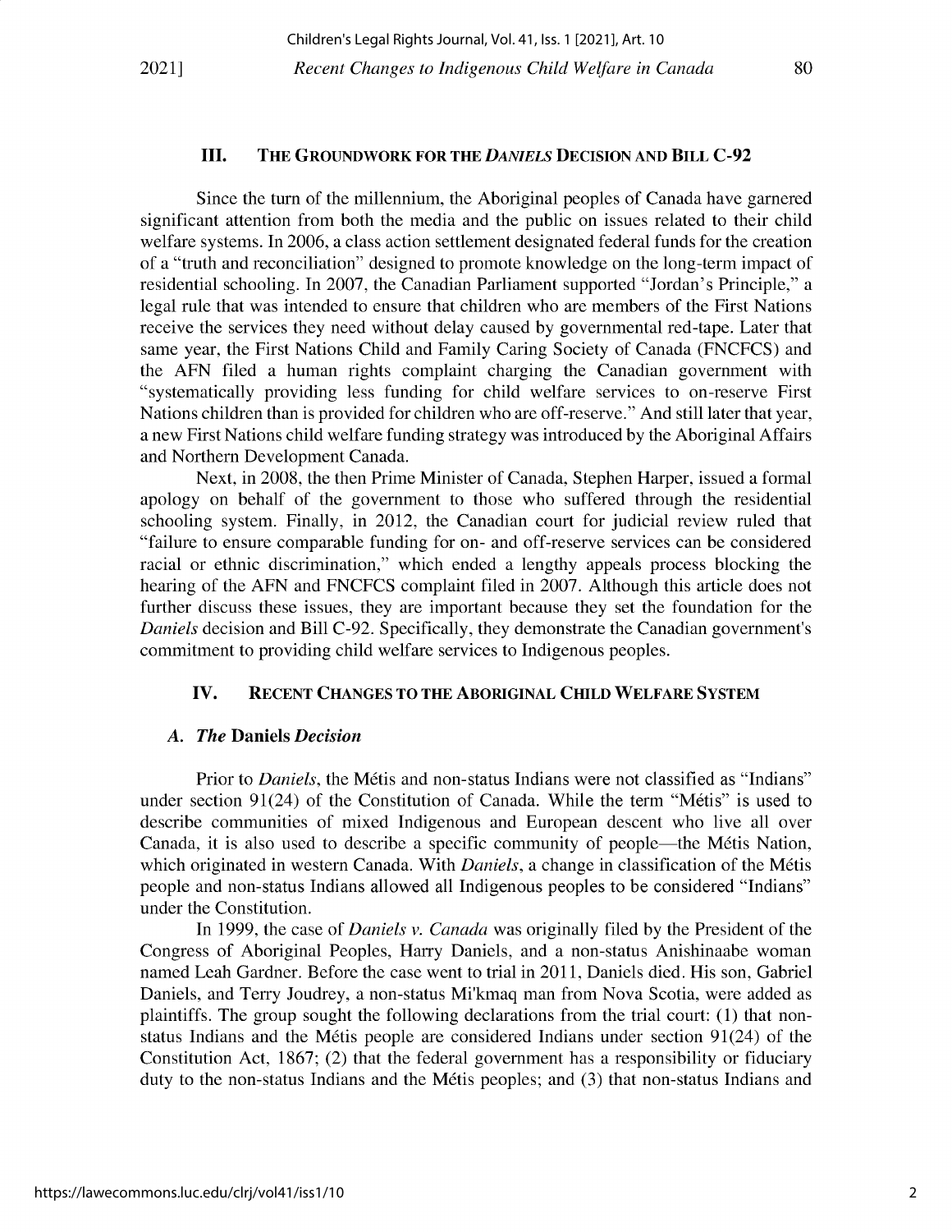## III. The Groundwork for the *Daniels* Decision and Bill C-92

Since the turn of the millennium, the Aboriginal peoples of Canada have garnered significant attention from both the media and the public on issues related to their child welfare systems. In 2006, a class action settlement designated federal funds for the creation of a "truth and reconciliation" designed to promote knowledge on the long-term impact of residential schooling. In 2007, the Canadian Parliament supported "Jordan's Principle," a legal rule that was intended to ensure that children who are members of the First Nations receive the services they need without delay caused by governmental red-tape. Later that same year, the First Nations Child and Family Caring Society of Canada (FNCFCS) and the AFN filed a human rights complaint charging the Canadian government with "systematically providing less funding for child welfare services to on-reserve First Nations children than is provided for children who are off-reserve." And still later that year, a new First Nations child welfare funding strategy was introduced by the Aboriginal Affairs and Northern Development Canada.

Next, in 2008, the then Prime Minister of Canada, Stephen Harper, issued a formal apology on behalf of the government to those who suffered through the residential schooling system. Finally, in 2012, the Canadian court for judicial review ruled that "failure to ensure comparable funding for on- and off-reserve services can be considered racial or ethnic discrimination," which ended a lengthy appeals process blocking the hearing of the AFN and FNCFCS complaint filed in 2007. Although this article does not further discuss these issues, they are important because they set the foundation for the *Daniels* decision and Bill C-92. Specifically, they demonstrate the Canadian government's commitment to providing child welfare services to Indigenous peoples.

## IV. Recent Changes to the Aboriginal Child Welfare System

### A. *The* Daniels *Decision*

Prior to *Daniels*, the Métis and non-status Indians were not classified as "Indians" under section 91(24) of the Constitution of Canada. While the term "Métis" is used to describe communities of mixed Indigenous and European descent who live all over Canada, it is also used to describe a specific community of people—the Métis Nation, which originated in western Canada. With *Daniels*, a change in classification of the Métis people and non-status Indians allowed all Indigenous peoples to be considered "Indians" under the Constitution.

In 1999, the case of *Daniels v. Canada* was originally filed by the President of the Congress of Aboriginal Peoples, Harry Daniels, and a non-status Anishinaabe woman named Leah Gardner. Before the case went to trial in 2011, Daniels died. His son, Gabriel Daniels, and Terry Joudrey, a non-status Mi'kmaq man from Nova Scotia, were added as plaintiffs. The group sought the following declarations from the trial court: (1) that non-status Indians and the Métis people are considered Indians under section 91(24) of the Constitution Act, 1867; (2) that the federal government has a responsibility or fiduciary duty to the non-status Indians and the Métis peoples; and (3) that non-status Indians and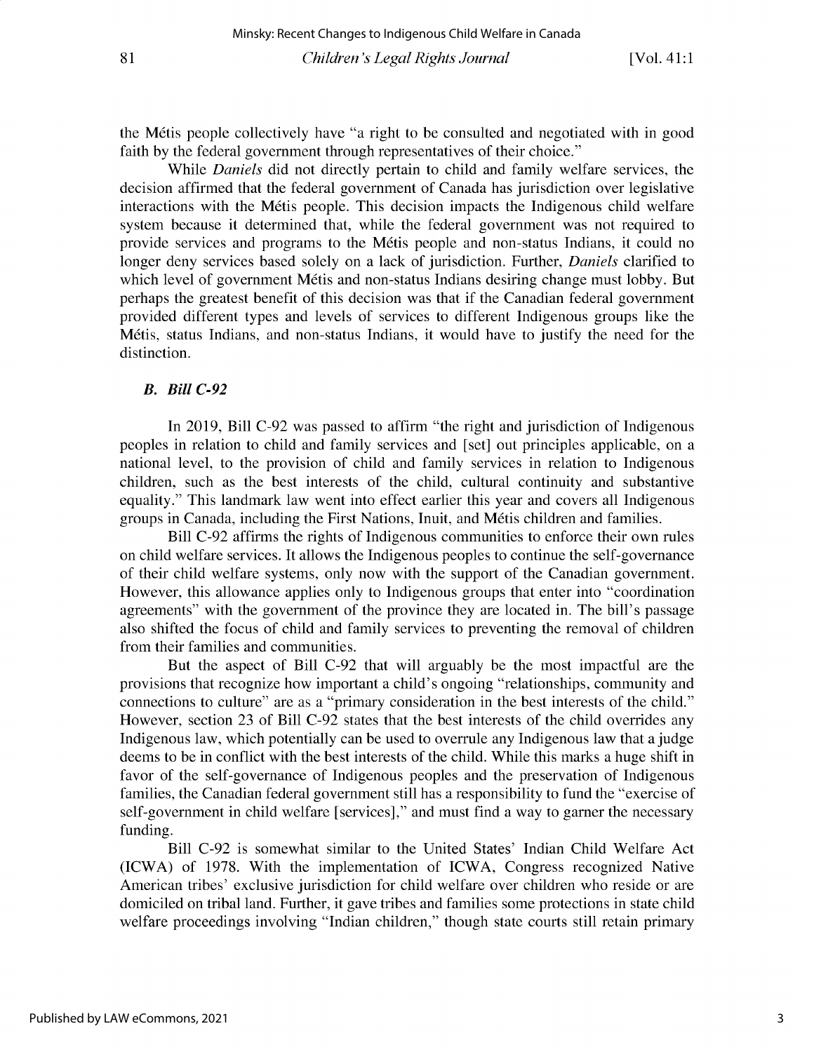the Métis people collectively have "a right to be consulted and negotiated with in good faith by the federal government through representatives of their choice."

While *Daniels* did not directly pertain to child and family welfare services, the decision affirmed that the federal government of Canada has jurisdiction over legislative interactions with the Métis people. This decision impacts the Indigenous child welfare system because it determined that, while the federal government was not required to provide services and programs to the Métis people and non-status Indians, it could no longer deny services based solely on a lack of jurisdiction. Further, *Daniels* clarified to which level of government Métis and non-status Indians desiring change must lobby. But perhaps the greatest benefit of this decision was that if the Canadian federal government provided different types and levels of services to different Indigenous groups like the Métis, status Indians, and non-status Indians, it would have to justify the need for the distinction.

### *B. Bill C-92*

In 2019, Bill C-92 was passed to affirm "the right and jurisdiction of Indigenous peoples in relation to child and family services and [set] out principles applicable, on a national level, to the provision of child and family services in relation to Indigenous children, such as the best interests of the child, cultural continuity and substantive equality." This landmark law went into effect earlier this year and covers all Indigenous groups in Canada, including the First Nations, Inuit, and Métis children and families.

Bill C-92 affirms the rights of Indigenous communities to enforce their own rules on child welfare services. It allows the Indigenous peoples to continue the self-governance of their child welfare systems, only now with the support of the Canadian government. However, this allowance applies only to Indigenous groups that enter into "coordination agreements" with the government of the province they are located in. The bill's passage also shifted the focus of child and family services to preventing the removal of children from their families and communities.

But the aspect of Bill C-92 that will arguably be the most impactful are the provisions that recognize how important a child's ongoing "relationships, community and connections to culture" are as a "primary consideration in the best interests of the child." However, section 23 of Bill C-92 states that the best interests of the child overrides any Indigenous law, which potentially can be used to overrule any Indigenous law that a judge deems to be in conflict with the best interests of the child. While this marks a huge shift in favor of the self-governance of Indigenous peoples and the preservation of Indigenous families, the Canadian federal government still has a responsibility to fund the "exercise of self-government in child welfare [services]," and must find a way to garner the necessary funding.

Bill C-92 is somewhat similar to the United States' Indian Child Welfare Act (ICWA) of 1978. With the implementation of ICWA, Congress recognized Native American tribes' exclusive jurisdiction for child welfare over children who reside or are domiciled on tribal land. Further, it gave tribes and families some protections in state child welfare proceedings involving "Indian children," though state courts still retain primary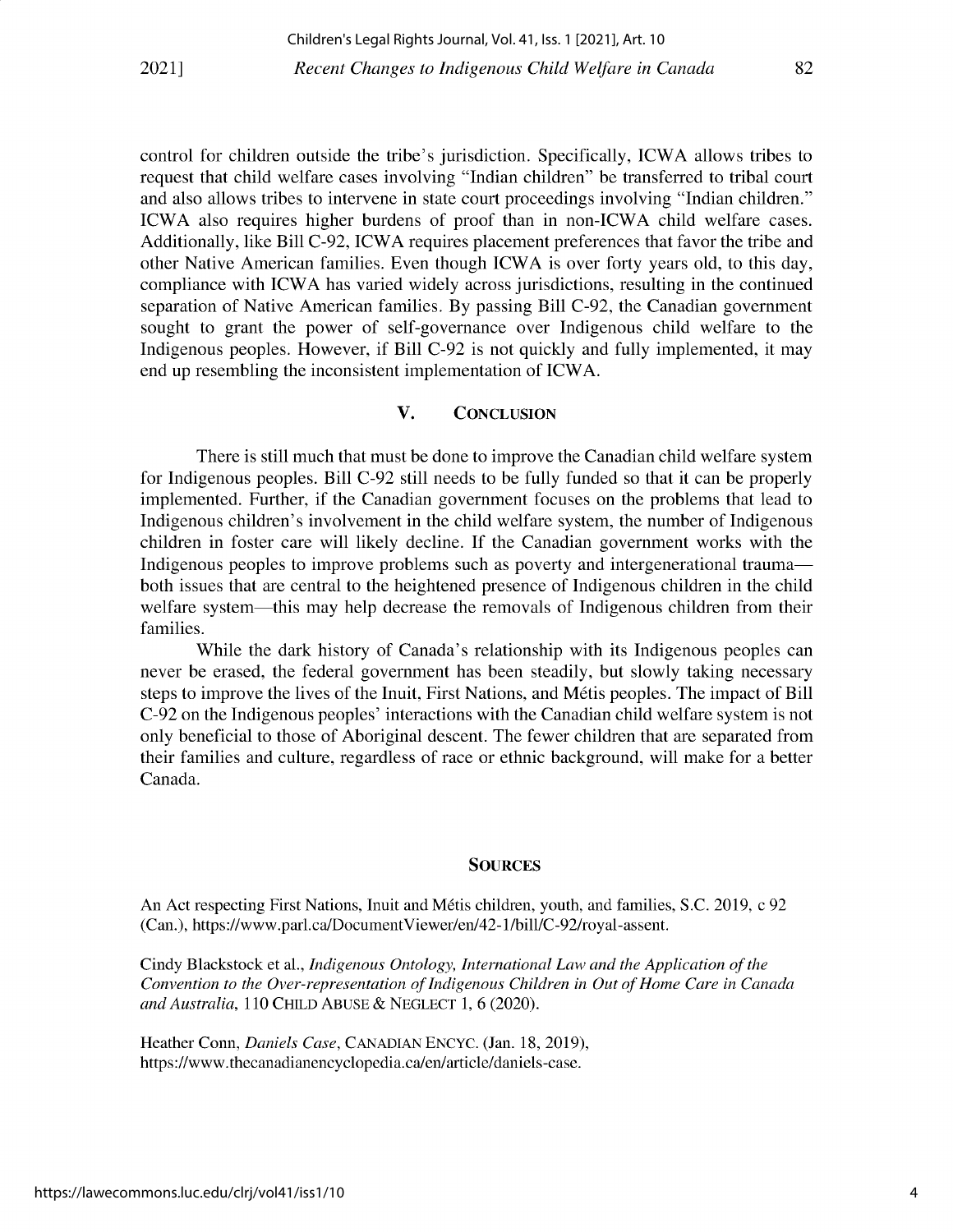control for children outside the tribe's jurisdiction. Specifically, ICWA allows tribes to request that child welfare cases involving "Indian children" be transferred to tribal court and also allows tribes to intervene in state court proceedings involving "Indian children." ICWA also requires higher burdens of proof than in non-ICWA child welfare cases. Additionally, like Bill C-92, ICWA requires placement preferences that favor the tribe and other Native American families. Even though ICWA is over forty years old, to this day, compliance with ICWA has varied widely across jurisdictions, resulting in the continued separation of Native American families. By passing Bill C-92, the Canadian government sought to grant the power of self-governance over Indigenous child welfare to the Indigenous peoples. However, if Bill C-92 is not quickly and fully implemented, it may end up resembling the inconsistent implementation of ICWA.

## V. CONCLUSION

There is still much that must be done to improve the Canadian child welfare system for Indigenous peoples. Bill C-92 still needs to be fully funded so that it can be properly implemented. Further, if the Canadian government focuses on the problems that lead to Indigenous children's involvement in the child welfare system, the number of Indigenous children in foster care will likely decline. If the Canadian government works with the Indigenous peoples to improve problems such as poverty and intergenerational trauma—both issues that are central to the heightened presence of Indigenous children in the child welfare system—this may help decrease the removals of Indigenous children from their families.

While the dark history of Canada's relationship with its Indigenous peoples can never be erased, the federal government has been steadily, but slowly taking necessary steps to improve the lives of the Inuit, First Nations, and Métis peoples. The impact of Bill C-92 on the Indigenous peoples' interactions with the Canadian child welfare system is not only beneficial to those of Aboriginal descent. The fewer children that are separated from their families and culture, regardless of race or ethnic background, will make for a better Canada.

## SOURCES

An Act respecting First Nations, Inuit and Métis children, youth, and families, S.C. 2019, c 92 (Can.), https://www.parl.ca/DocumentViewer/en/42-1/bill/C-92/royal-assent.

Cindy Blackstock et al., *Indigenous Ontology, International Law and the Application of the Convention to the Over-representation of Indigenous Children in Out of Home Care in Canada and Australia*, 110 CHILD ABUSE & NEGLECT 1, 6 (2020).

Heather Conn, *Daniels Case*, CANADIAN ENCYC. (Jan. 18, 2019), https://www.thecanadianencyclopedia.ca/en/article/daniels-case.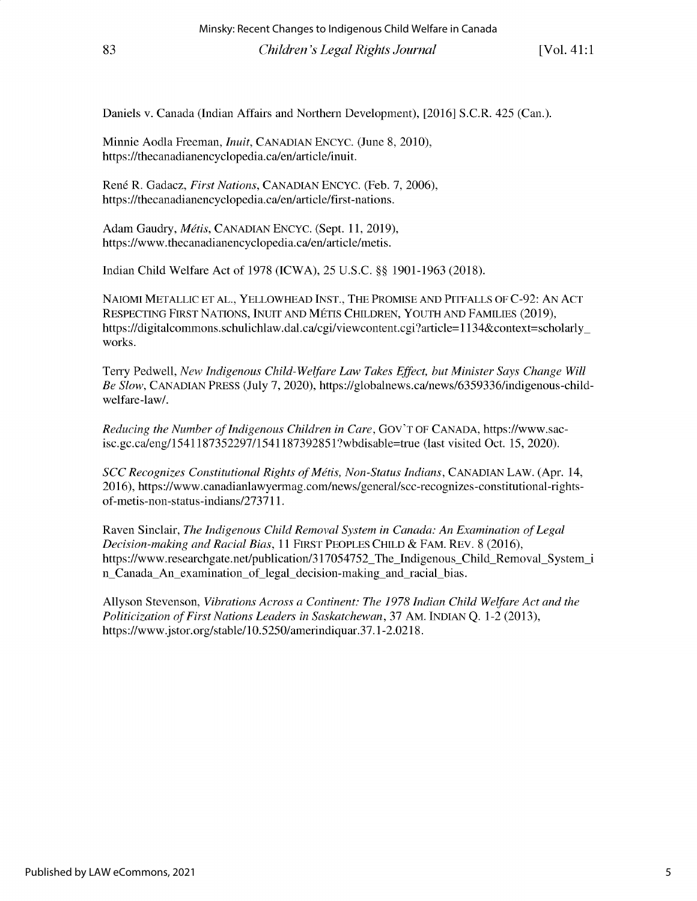Daniels v. Canada (Indian Affairs and Northern Development), [2016] S.C.R. 425 (Can.).

Minnie Aodla Freeman, *Inuit*, CANADIAN ENCYC. (June 8, 2010), https://thecanadianencyclopedia.ca/en/article/inuit.

René R. Gadacz, *First Nations*, CANADIAN ENCYC. (Feb. 7, 2006), https://thecanadianencyclopedia.ca/en/article/first-nations.

Adam Gaudry, *Métis*, CANADIAN ENCYC. (Sept. 11, 2019), https://www.thecanadianencyclopedia.ca/en/article/metis.

Indian Child Welfare Act of 1978 (ICWA), 25 U.S.C. §§ 1901-1963 (2018).

NAOMI METALLIC ET AL., YELLOWHEAD INST., THE PROMISE AND PITFALLS OF C-92: AN ACT RESPECTING FIRST NATIONS, INUIT AND MÉTIS CHILDREN, YOUTH AND FAMILIES (2019), https://digitalcommons.schulichlaw.dal.ca/cgi/viewcontent.cgi?article=1134&context=scholarly_works.

Terry Pedwell, *New Indigenous Child-Welfare Law Takes Effect, but Minister Says Change Will Be Slow*, CANADIAN PRESS (July 7, 2020), https://globalnews.ca/news/6359336/indigenous-child-welfare-law/.

*Reducing the Number of Indigenous Children in Care*, GOV'T OF CANADA, https://www.sac-isc.gc.ca/eng/1541187352297/1541187392851?wbdisable=true (last visited Oct. 15, 2020).

*SCC Recognizes Constitutional Rights of Métis, Non-Status Indians*, CANADIAN LAW. (Apr. 14, 2016), https://www.canadianlawyermag.com/news/general/scc-recognizes-constitutional-rights-of-metis-non-status-indians/273711.

Raven Sinclair, *The Indigenous Child Removal System in Canada: An Examination of Legal Decision-making and Racial Bias*, 11 FIRST PEOPLES CHILD & FAM. REV. 8 (2016), https://www.researchgate.net/publication/317054752_The_Indigenous_Child_Removal_System_in_Canada_An_examination_of_legal_decision-making_and_racial_bias.

Allyson Stevenson, *Vibrations Across a Continent: The 1978 Indian Child Welfare Act and the Politicization of First Nations Leaders in Saskatchewan*, 37 AM. INDIAN Q. 1-2 (2013), https://www.jstor.org/stable/10.5250/amerindiquar.37.1-2.0218.